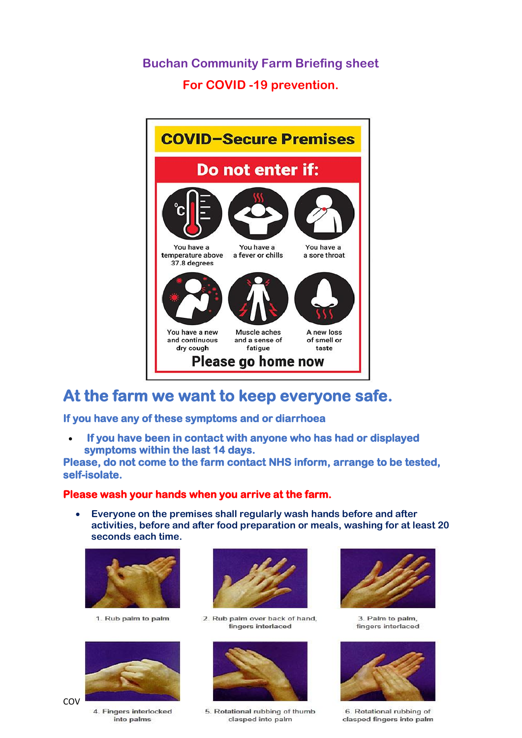# Buchan Community Farm Briefing sheet

## For COVID -19 prevention.

**COVID–Secure Premises**

**Do not enter if:**

- You have a temperature above 37.8 degrees
- You have a a fever or chills
- You have a a sore throat
- You have a new and continuous dry cough
- Muscle aches and a sense of fatigue
- A new loss of smell or taste

**Please go home now**

## At the farm we want to keep everyone safe.

**If you have any of these symptoms and or diarrhoea**

- **If you have been in contact with anyone who has had or displayed symptoms within the last 14 days.**

**Please, do not come to the farm contact NHS inform, arrange to be tested, self-isolate.**

**Please wash your hands when you arrive at the farm.**

- Everyone on the premises shall regularly wash hands before and after activities, before and after food preparation or meals, washing for at least 20 seconds each time.

1. Rub palm to palm
2. Rub palm over back of hand, fingers interlaced
3. Palm to palm, fingers interlaced
4. Fingers interlocked into palms
5. Rotational rubbing of thumb clasped into palm
6. Rotational rubbing of clasped fingers into palm

COV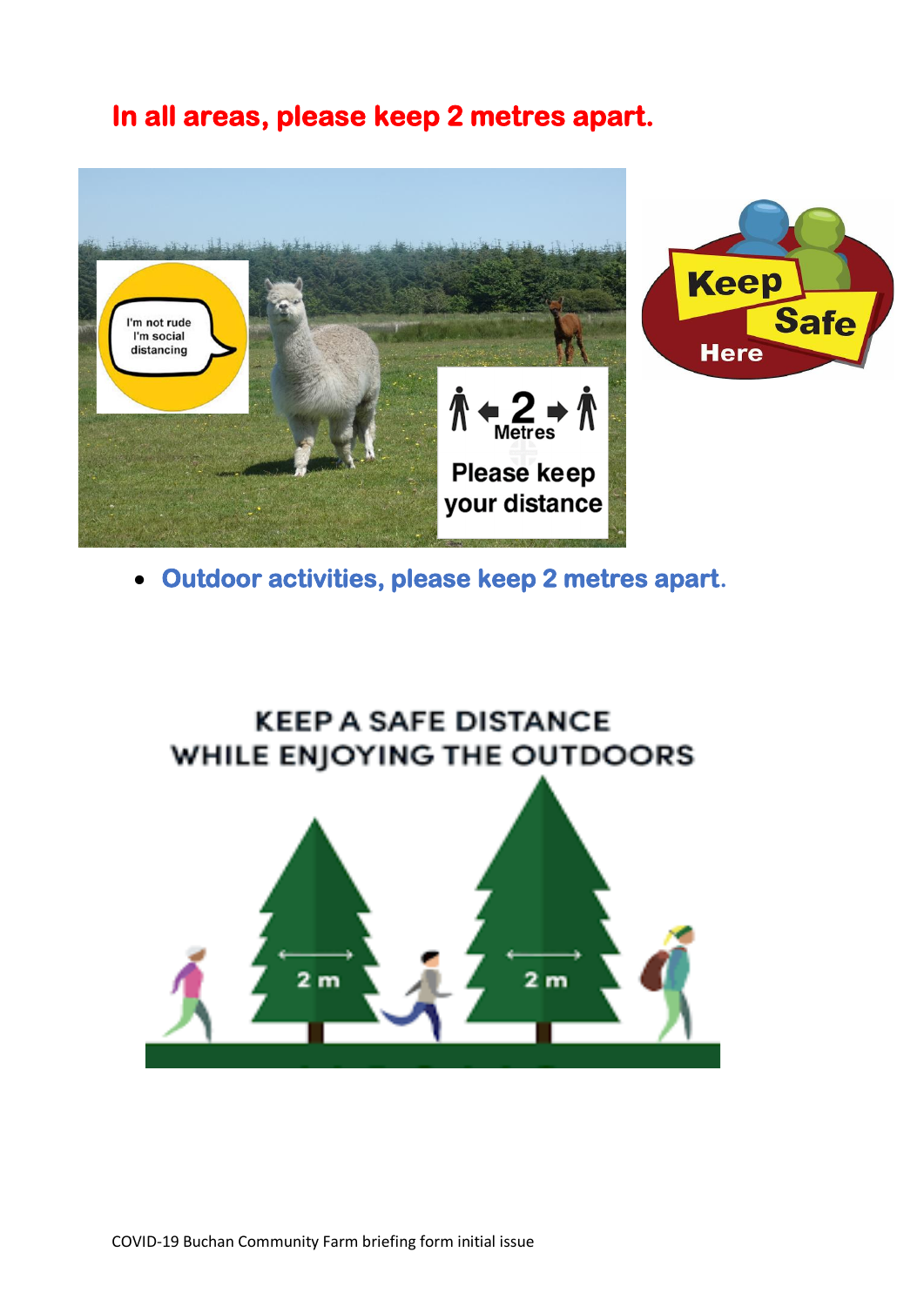**In all areas, please keep 2 metres apart.**

- **Outdoor activities, please keep 2 metres apart.**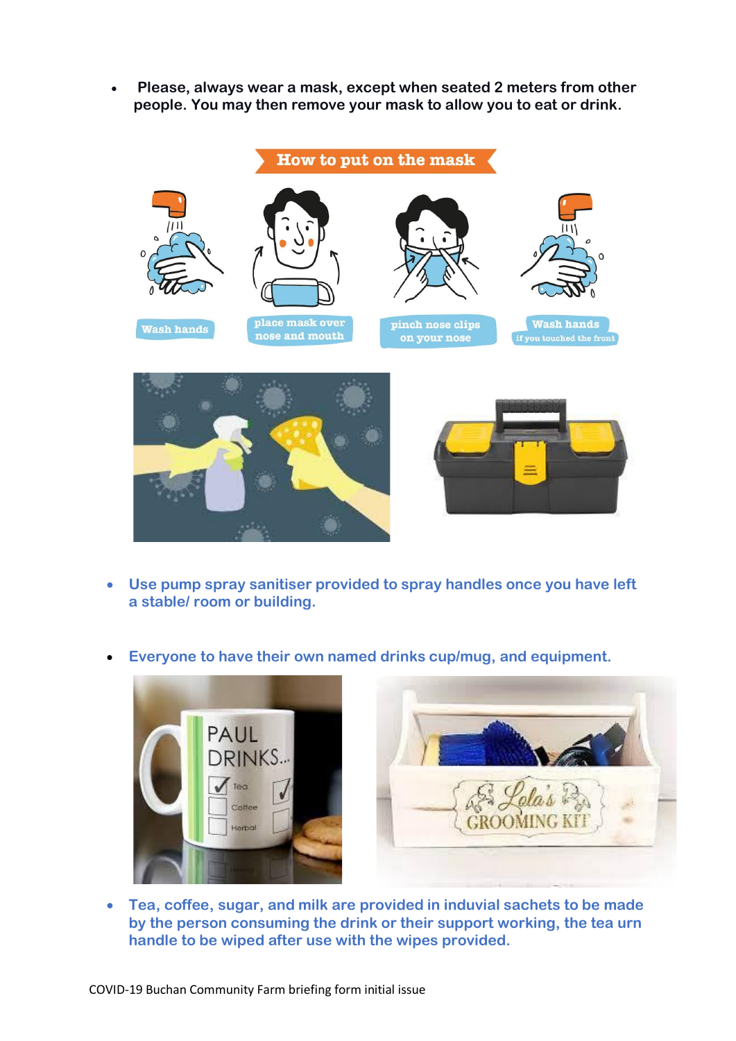- **Please, always wear a mask, except when seated 2 meters from other people. You may then remove your mask to allow you to eat or drink.**

- **Use pump spray sanitiser provided to spray handles once you have left a stable/ room or building.**

- **Everyone to have their own named drinks cup/mug, and equipment.**

- **Tea, coffee, sugar, and milk are provided in induvial sachets to be made by the person consuming the drink or their support working, the tea urn handle to be wiped after use with the wipes provided.**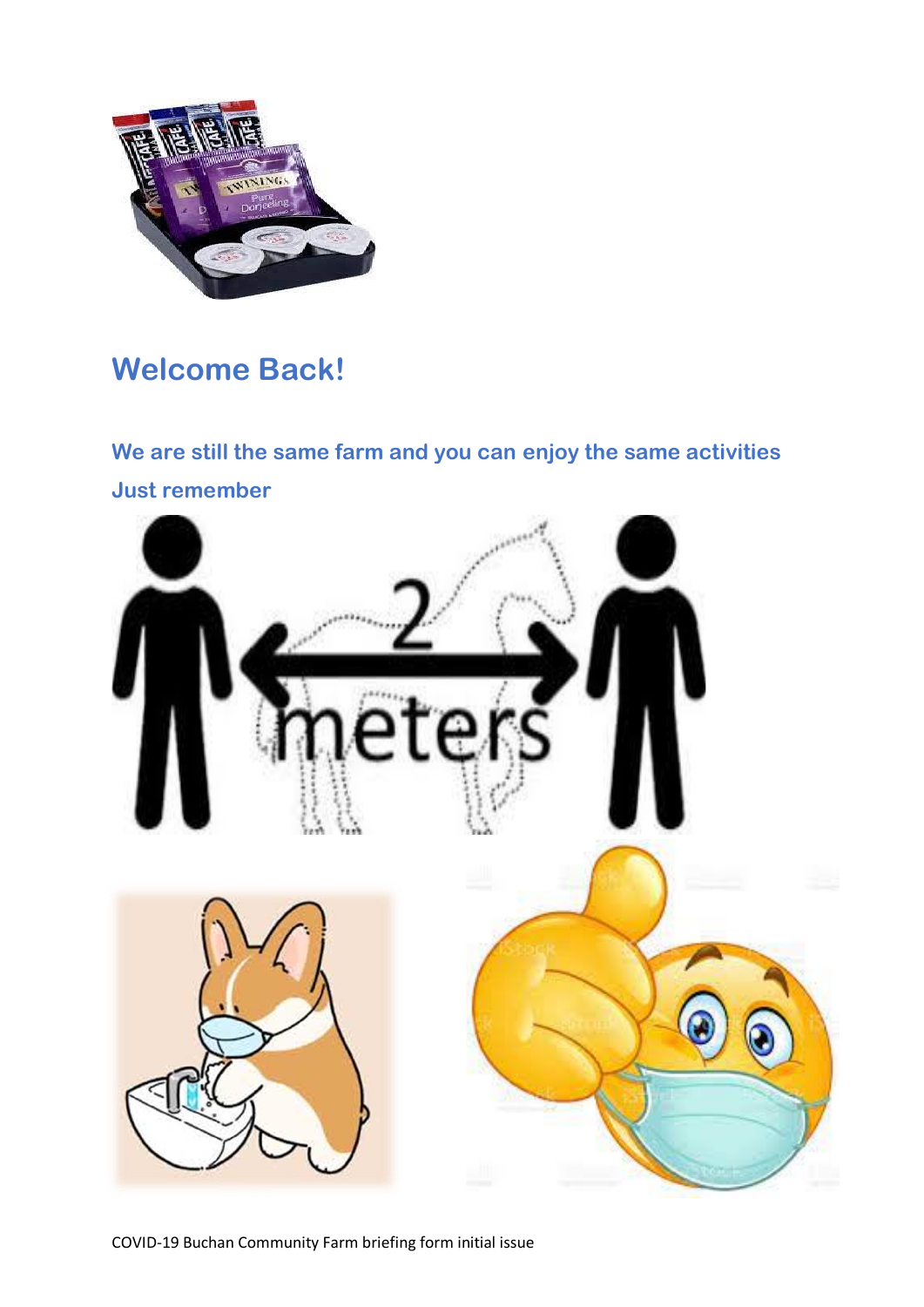## Welcome Back!

**We are still the same farm and you can enjoy the same activities**

**Just remember**

COVID-19 Buchan Community Farm briefing form initial issue